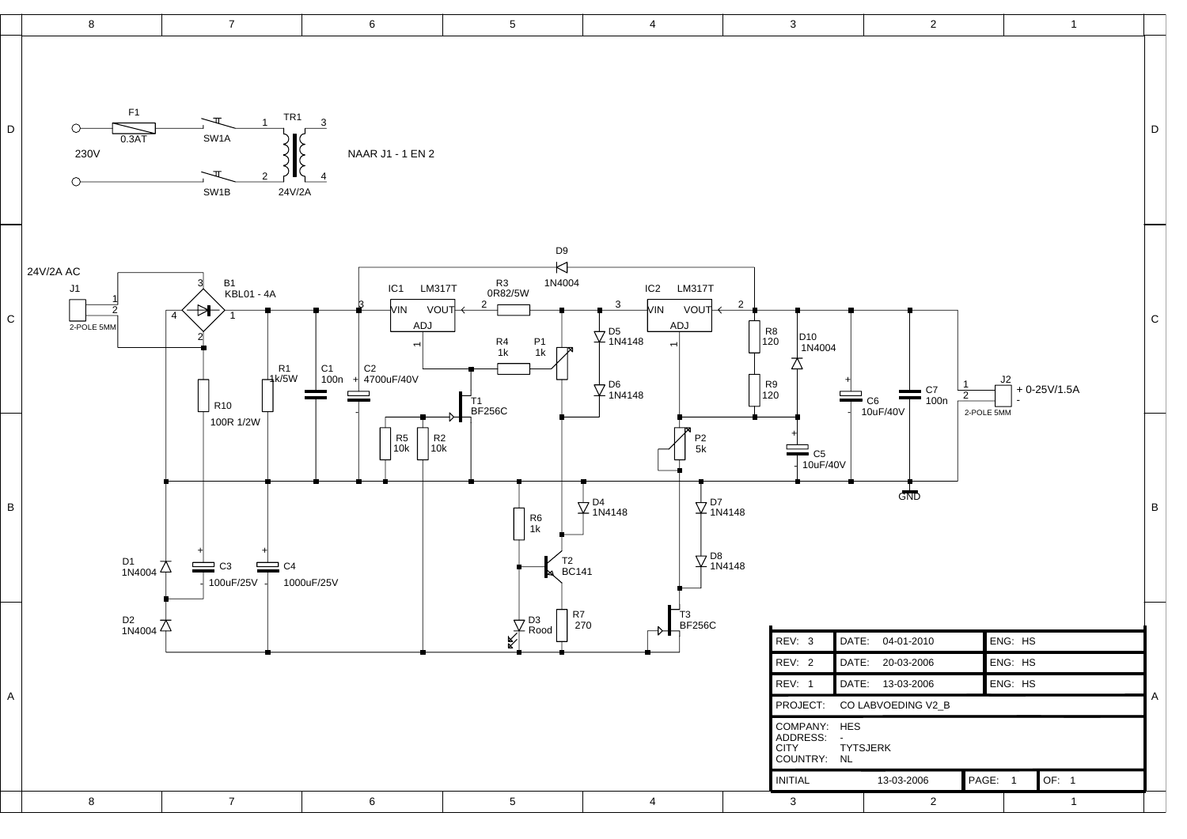| REV: 3 | DATE: 04-01-2010 | ENG: HS |
|---|---|---|
| REV: 2 | DATE: 20-03-2006 | ENG: HS |
| REV: 1 | DATE: 13-03-2006 | ENG: HS |

PROJECT: CO LABVOEDING V2_B

COMPANY: HES
ADDRESS: -
CITY: TYTSJERK
COUNTRY: NL

| INITIAL | 13-03-2006 | PAGE: 1 | OF: 1 |
|---|---|---|---|

F1 0.3AT
SW1A
SW1B
230V
TR1 24V/2A
NAAR J1 - 1 EN 2

24V/2A AC
J1 2-POLE 5MM
B1 KBL01 - 4A
IC1 LM317T
R3 0R82/5W
D9 1N4004
IC2 LM317T
R1 1k/5W
C1 100n
C2 4700uF/40V
R4 1k
P1 1k
D5 1N4148
D6 1N4148
R8 120
R9 120
D10 1N4004
C6 10uF/40V
C7 100n
J2 2-POLE 5MM
+ 0-25V/1.5A
R10 100R 1/2W
T1 BF256C
R5 10k
R2 10k
P2 5k
C5 10uF/40V
GND
D4 1N4148
D7 1N4148
R6 1k
T2 BC141
D8 1N4148
D1 1N4004
C3 100uF/25V
C4 1000uF/25V
D2 1N4004
D3 Rood
R7 270
T3 BF256C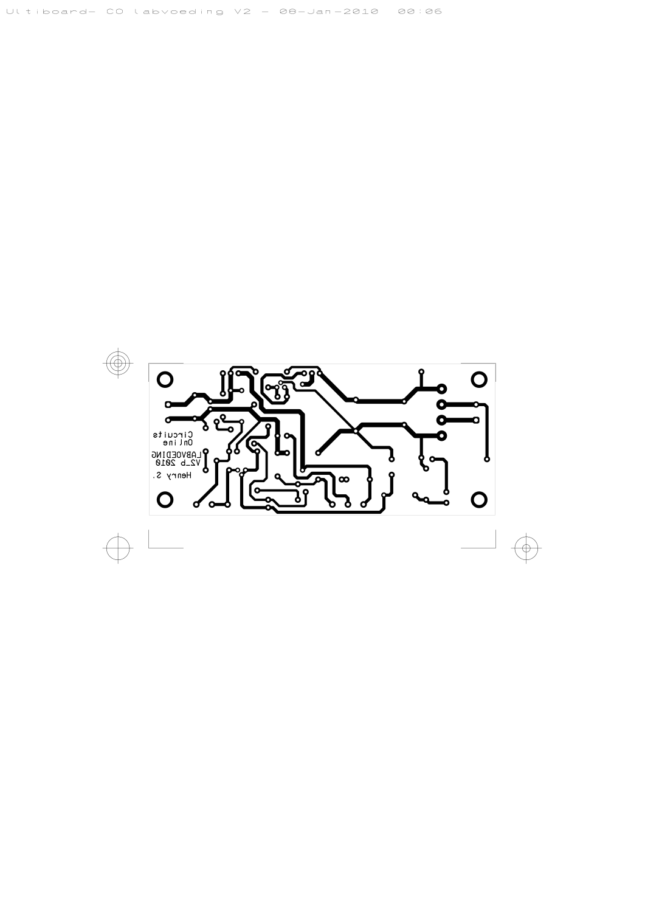Ultiboard- CO labvoeding V2 - 08-Jan-2010 00:06

Circuits
Online

LABVOEDING
V2_b 2010

Henry S.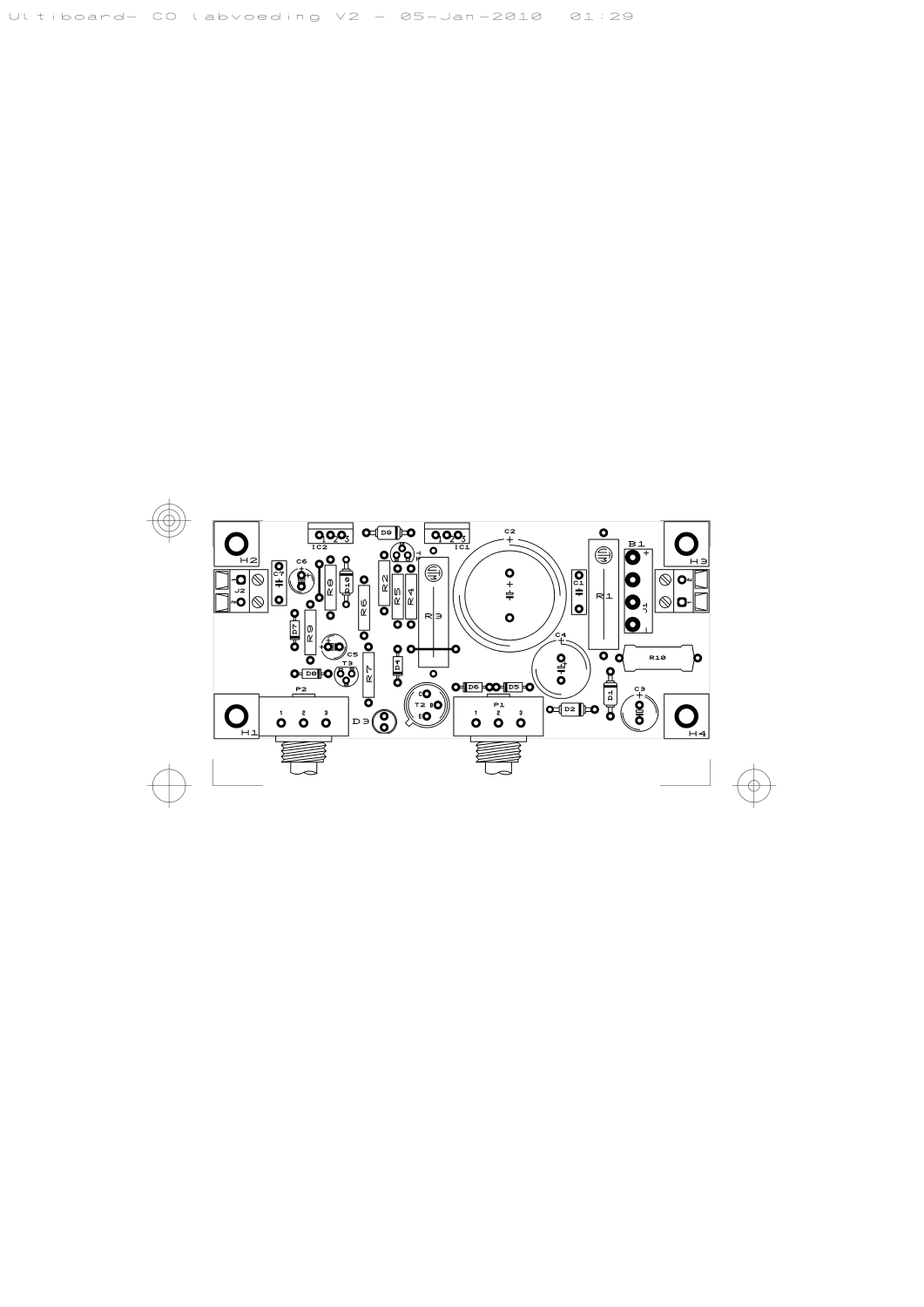Ultiboard- CO labvoeding V2 - 05-Jan-2010 01:29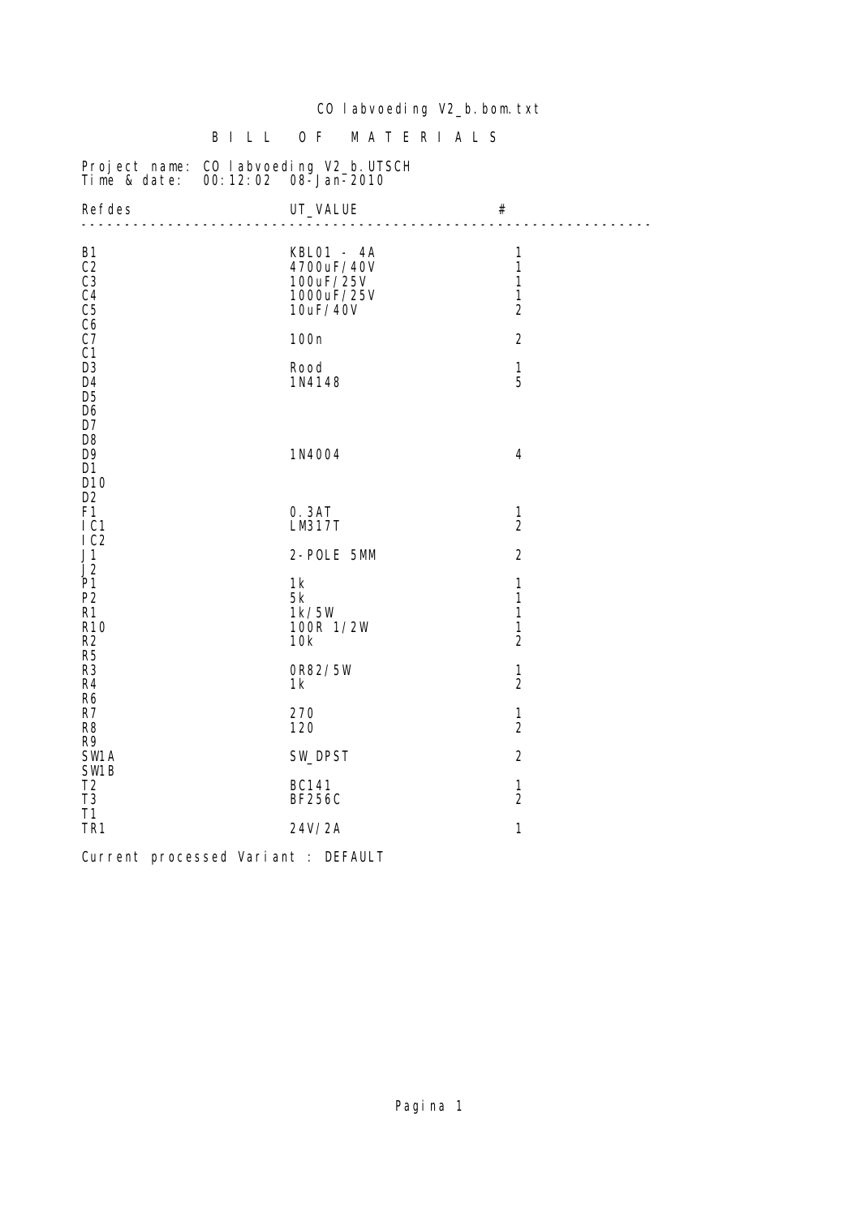CO labvoeding V2_b.bom.txt

# B I L L   O F   M A T E R I A L S

Project name: CO labvoeding V2_b.UTSCH
Time & date: 00:12:02 08-Jan-2010

| Refdes | UT_VALUE | # |
|---|---|---|
| B1 | KBL01 - 4A | 1 |
| C2 | 4700uF/40V | 1 |
| C3 | 100uF/25V | 1 |
| C4 | 1000uF/25V | 1 |
| C5 | 10uF/40V | 2 |
| C6 | | |
| C7 | 100n | 2 |
| C1 | | |
| D3 | Rood | 1 |
| D4 | 1N4148 | 5 |
| D5 | | |
| D6 | | |
| D7 | | |
| D8 | | |
| D9 | 1N4004 | 4 |
| D1 | | |
| D10 | | |
| D2 | | |
| F1 | 0.3AT | 1 |
| IC1 | LM317T | 2 |
| IC2 | | |
| J1 | 2-POLE 5MM | 2 |
| J2 | | |
| P1 | 1k | 1 |
| P2 | 5k | 1 |
| R1 | 1k/5W | 1 |
| R10 | 100R 1/2W | 1 |
| R2 | 10k | 2 |
| R5 | | |
| R3 | 0R82/5W | 1 |
| R4 | 1k | 2 |
| R6 | | |
| R7 | 270 | 1 |
| R8 | 120 | 2 |
| R9 | | |
| SW1A | SW_DPST | 2 |
| SW1B | | |
| T2 | BC141 | 1 |
| T3 | BF256C | 2 |
| T1 | | |
| TR1 | 24V/2A | 1 |

Current processed Variant : DEFAULT